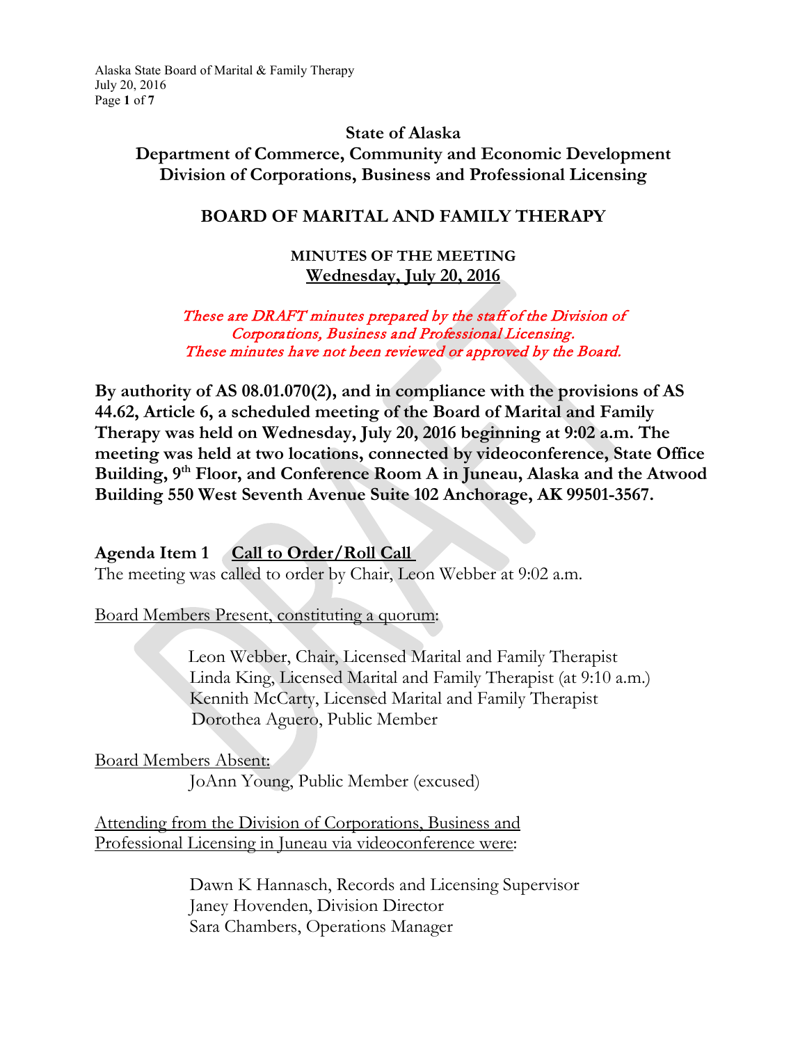**State of Alaska**
**Department of Commerce, Community and Economic Development**
**Division of Corporations, Business and Professional Licensing**

# BOARD OF MARITAL AND FAMILY THERAPY

**MINUTES OF THE MEETING**
**Wednesday, July 20, 2016**

*These are DRAFT minutes prepared by the staff of the Division of Corporations, Business and Professional Licensing. These minutes have not been reviewed or approved by the Board.*

**By authority of AS 08.01.070(2), and in compliance with the provisions of AS 44.62, Article 6, a scheduled meeting of the Board of Marital and Family Therapy was held on Wednesday, July 20, 2016 beginning at 9:02 a.m. The meeting was held at two locations, connected by videoconference, State Office Building, 9th Floor, and Conference Room A in Juneau, Alaska and the Atwood Building 550 West Seventh Avenue Suite 102 Anchorage, AK 99501-3567.**

**Agenda Item 1** **Call to Order/Roll Call**

The meeting was called to order by Chair, Leon Webber at 9:02 a.m.

Board Members Present, constituting a quorum:

Leon Webber, Chair, Licensed Marital and Family Therapist
Linda King, Licensed Marital and Family Therapist (at 9:10 a.m.)
Kennith McCarty, Licensed Marital and Family Therapist
Dorothea Aguero, Public Member

Board Members Absent:

JoAnn Young, Public Member (excused)

Attending from the Division of Corporations, Business and Professional Licensing in Juneau via videoconference were:

Dawn K Hannasch, Records and Licensing Supervisor
Janey Hovenden, Division Director
Sara Chambers, Operations Manager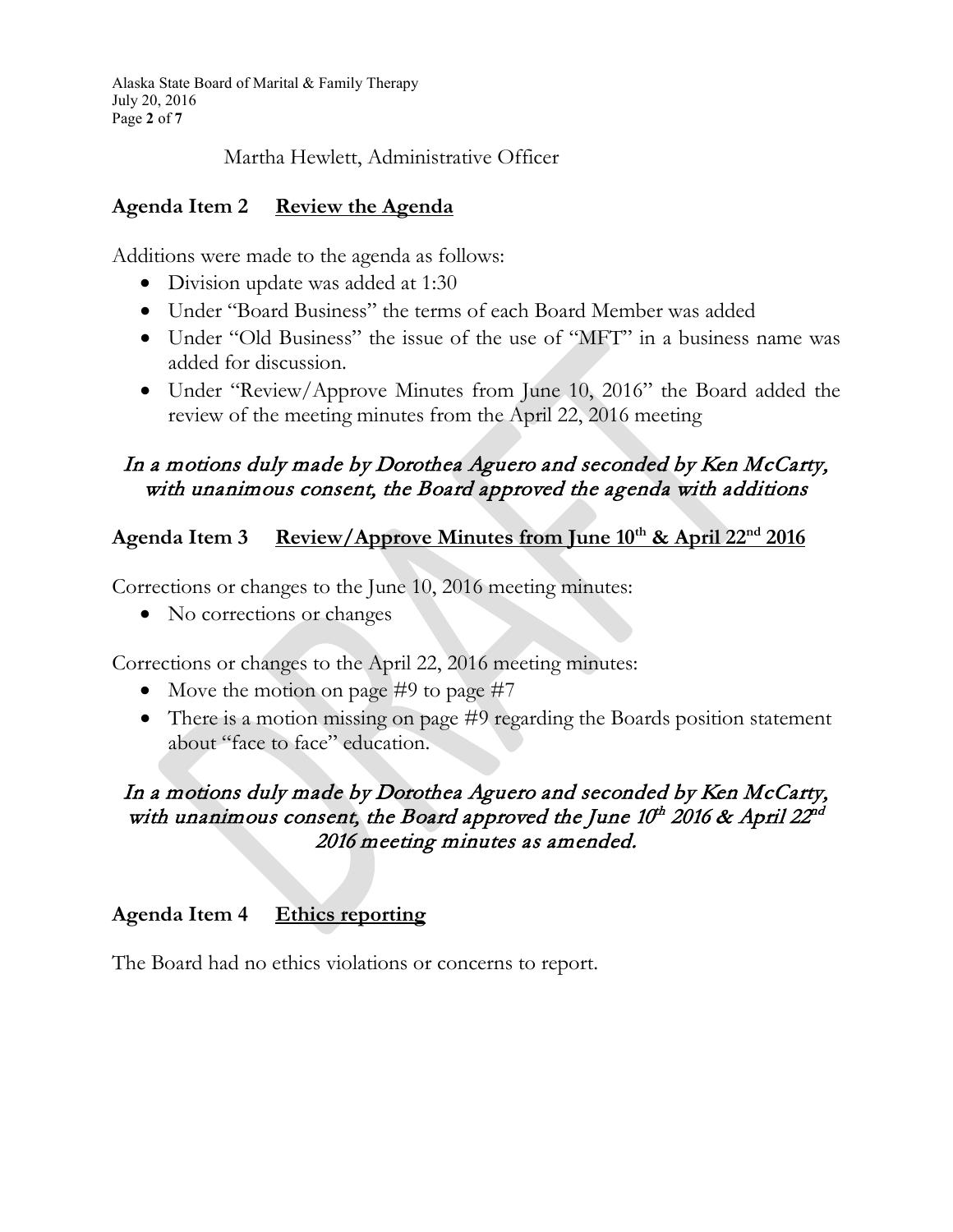Martha Hewlett, Administrative Officer

## Agenda Item 2 Review the Agenda

Additions were made to the agenda as follows:

- Division update was added at 1:30
- Under "Board Business" the terms of each Board Member was added
- Under "Old Business" the issue of the use of "MFT" in a business name was added for discussion.
- Under "Review/Approve Minutes from June 10, 2016" the Board added the review of the meeting minutes from the April 22, 2016 meeting

*In a motions duly made by Dorothea Aguero and seconded by Ken McCarty, with unanimous consent, the Board approved the agenda with additions*

## Agenda Item 3 Review/Approve Minutes from June 10th & April 22nd 2016

Corrections or changes to the June 10, 2016 meeting minutes:

- No corrections or changes

Corrections or changes to the April 22, 2016 meeting minutes:

- Move the motion on page #9 to page #7
- There is a motion missing on page #9 regarding the Boards position statement about "face to face" education.

*In a motions duly made by Dorothea Aguero and seconded by Ken McCarty, with unanimous consent, the Board approved the June 10th 2016 & April 22nd 2016 meeting minutes as amended.*

## Agenda Item 4 Ethics reporting

The Board had no ethics violations or concerns to report.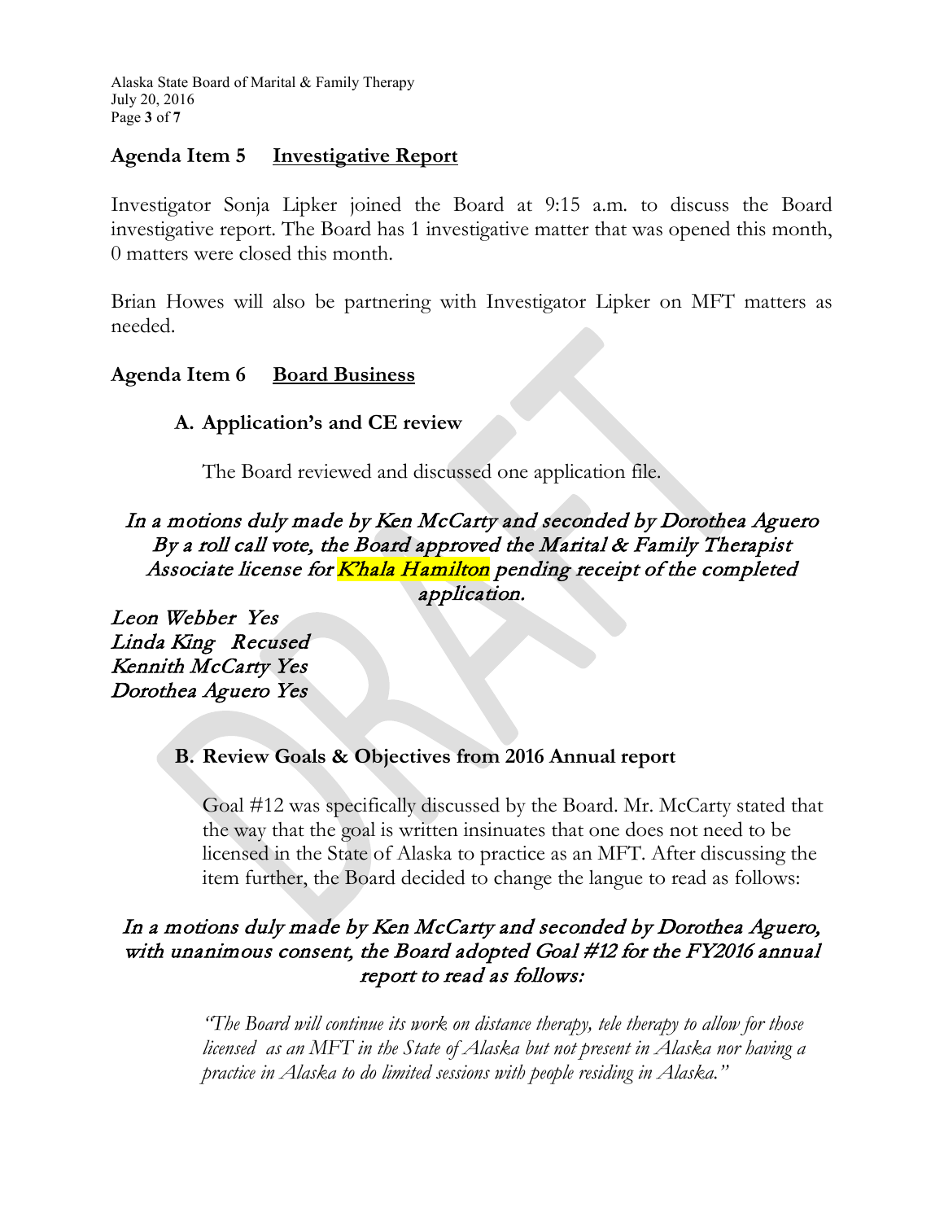## Agenda Item 5 Investigative Report

Investigator Sonja Lipker joined the Board at 9:15 a.m. to discuss the Board investigative report. The Board has 1 investigative matter that was opened this month, 0 matters were closed this month.

Brian Howes will also be partnering with Investigator Lipker on MFT matters as needed.

## Agenda Item 6 Board Business

### A. Application's and CE review

The Board reviewed and discussed one application file.

*In a motions duly made by Ken McCarty and seconded by Dorothea Aguero By a roll call vote, the Board approved the Marital & Family Therapist Associate license for K'hala Hamilton pending receipt of the completed application.*

*Leon Webber Yes*
*Linda King Recused*
*Kennith McCarty Yes*
*Dorothea Aguero Yes*

### B. Review Goals & Objectives from 2016 Annual report

Goal #12 was specifically discussed by the Board. Mr. McCarty stated that the way that the goal is written insinuates that one does not need to be licensed in the State of Alaska to practice as an MFT. After discussing the item further, the Board decided to change the langue to read as follows:

*In a motions duly made by Ken McCarty and seconded by Dorothea Aguero, with unanimous consent, the Board adopted Goal #12 for the FY2016 annual report to read as follows:*

*"The Board will continue its work on distance therapy, tele therapy to allow for those licensed as an MFT in the State of Alaska but not present in Alaska nor having a practice in Alaska to do limited sessions with people residing in Alaska."*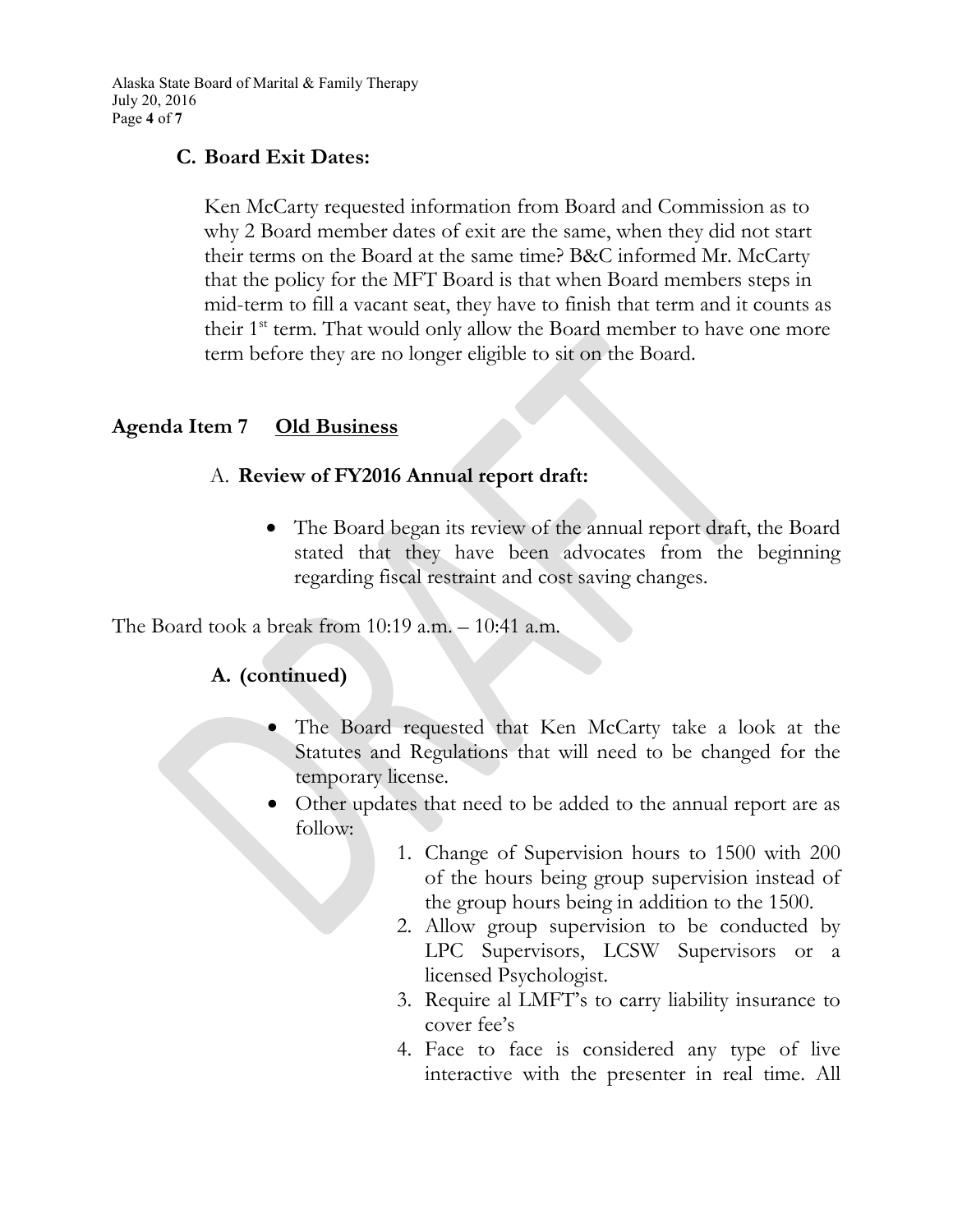### C. Board Exit Dates:

Ken McCarty requested information from Board and Commission as to why 2 Board member dates of exit are the same, when they did not start their terms on the Board at the same time? B&C informed Mr. McCarty that the policy for the MFT Board is that when Board members steps in mid-term to fill a vacant seat, they have to finish that term and it counts as their 1st term. That would only allow the Board member to have one more term before they are no longer eligible to sit on the Board.

## Agenda Item 7 Old Business

### A. Review of FY2016 Annual report draft:

- The Board began its review of the annual report draft, the Board stated that they have been advocates from the beginning regarding fiscal restraint and cost saving changes.

The Board took a break from 10:19 a.m. – 10:41 a.m.

### A. (continued)

- The Board requested that Ken McCarty take a look at the Statutes and Regulations that will need to be changed for the temporary license.
- Other updates that need to be added to the annual report are as follow:
    1. Change of Supervision hours to 1500 with 200 of the hours being group supervision instead of the group hours being in addition to the 1500.
    2. Allow group supervision to be conducted by LPC Supervisors, LCSW Supervisors or a licensed Psychologist.
    3. Require al LMFT's to carry liability insurance to cover fee's
    4. Face to face is considered any type of live interactive with the presenter in real time. All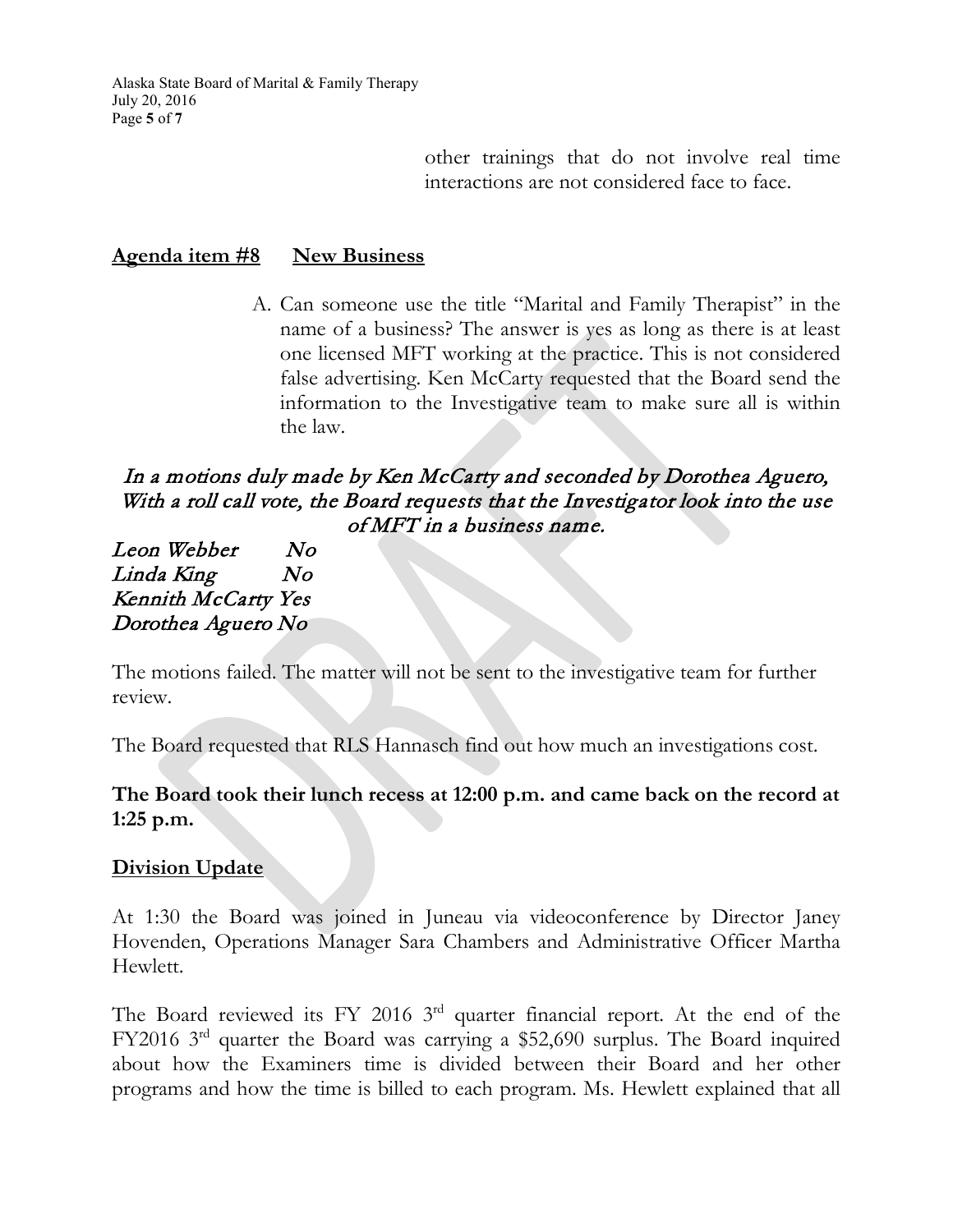other trainings that do not involve real time interactions are not considered face to face.

## **Agenda item #8 New Business**

A. Can someone use the title "Marital and Family Therapist" in the name of a business? The answer is yes as long as there is at least one licensed MFT working at the practice. This is not considered false advertising. Ken McCarty requested that the Board send the information to the Investigative team to make sure all is within the law.

*In a motions duly made by Ken McCarty and seconded by Dorothea Aguero, With a roll call vote, the Board requests that the Investigator look into the use of MFT in a business name.*

*Leon Webber No*
*Linda King No*
*Kennith McCarty Yes*
*Dorothea Aguero No*

The motions failed. The matter will not be sent to the investigative team for further review.

The Board requested that RLS Hannasch find out how much an investigations cost.

**The Board took their lunch recess at 12:00 p.m. and came back on the record at 1:25 p.m.**

## **Division Update**

At 1:30 the Board was joined in Juneau via videoconference by Director Janey Hovenden, Operations Manager Sara Chambers and Administrative Officer Martha Hewlett.

The Board reviewed its FY 2016 3rd quarter financial report. At the end of the FY2016 3rd quarter the Board was carrying a $52,690 surplus. The Board inquired about how the Examiners time is divided between their Board and her other programs and how the time is billed to each program. Ms. Hewlett explained that all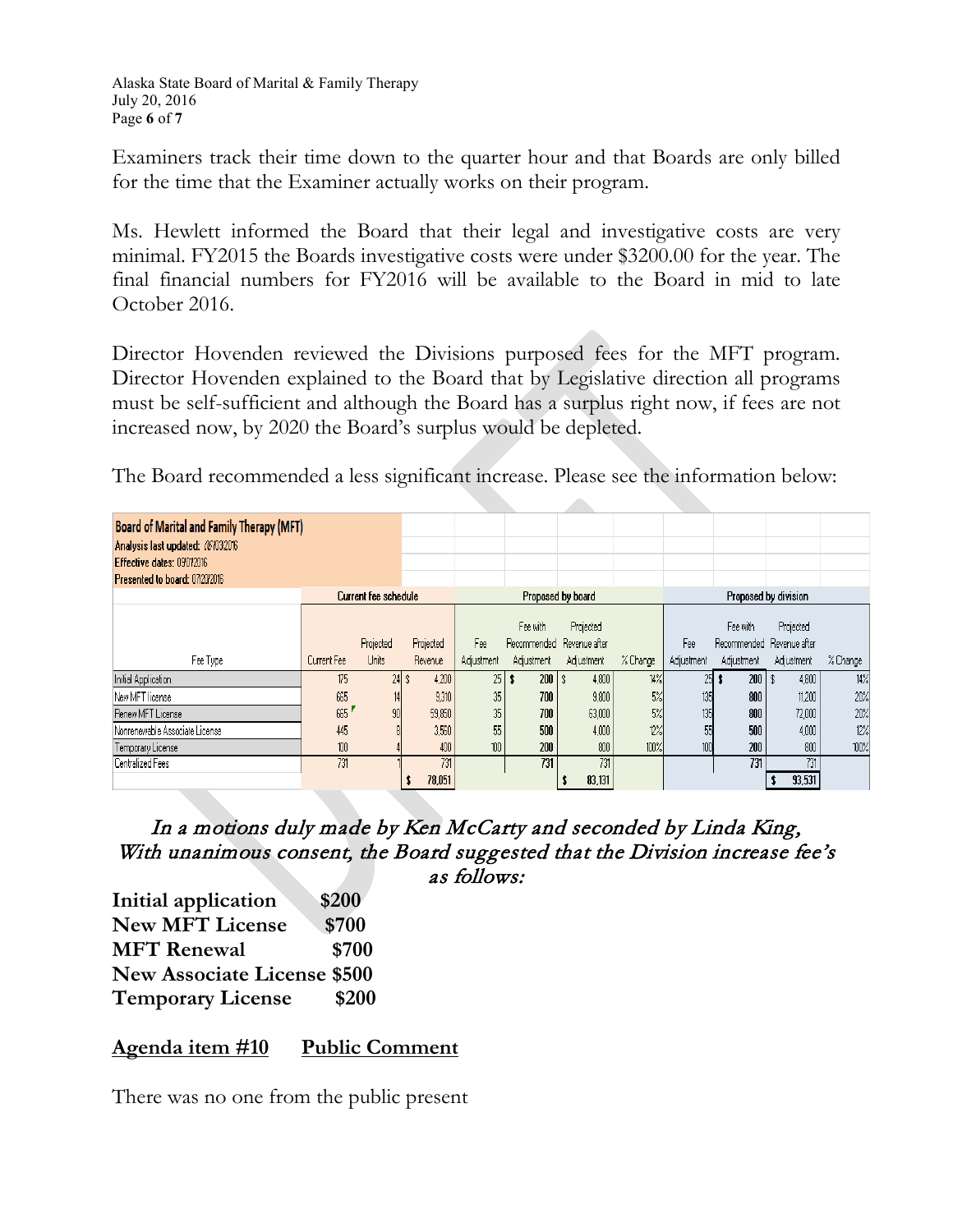Examiners track their time down to the quarter hour and that Boards are only billed for the time that the Examiner actually works on their program.

Ms. Hewlett informed the Board that their legal and investigative costs are very minimal. FY2015 the Boards investigative costs were under $3200.00 for the year. The final financial numbers for FY2016 will be available to the Board in mid to late October 2016.

Director Hovenden reviewed the Divisions purposed fees for the MFT program. Director Hovenden explained to the Board that by Legislative direction all programs must be self-sufficient and although the Board has a surplus right now, if fees are not increased now, by 2020 the Board's surplus would be depleted.

The Board recommended a less significant increase. Please see the information below:

| **Board of Marital and Family Therapy (MFT)** | | | | | | | | | | | |
|---|---|---|---|---|---|---|---|---|---|---|---|
| **Analysis last updated:** 06/03/2016 | | | | | | | | | | | |
| **Effective dates:** 09/01/2016 | | | | | | | | | | | |
| **Presented to board:** 07/20/2016 | | | | | | | | | | | |
| | Current fee schedule | | | Proposed by board | | | | Proposed by division | | | |
| Fee Type | Current Fee | Projected Units | Projected Revenue | Fee Adjustment | Fee with Recommended Adjustment | Projected Revenue after Adjustment | % Change | Fee Adjustment | Fee with Recommended Adjustment | Projected Revenue after Adjustment | % Change |
| Initial Application | 175 | 24 | $ 4,200 | 25 | $ 200 | $ 4,800 | 14% | 25 | $ 200 | $ 4,800 | 14% |
| New MFT License | 665 | 14 | 9,310 | 35 | 700 | 9,800 | 5% | 135 | 800 | 11,200 | 20% |
| Renew MFT License | 665 | 90 | 59,850 | 35 | 700 | 63,000 | 5% | 135 | 800 | 72,000 | 20% |
| Nonrenewable Associate License | 445 | 8 | 3,560 | 55 | 500 | 4,000 | 12% | 55 | 500 | 4,000 | 12% |
| Temporary License | 100 | 4 | 400 | 100 | 200 | 800 | 100% | 100 | 200 | 800 | 100% |
| Centralized Fees | 731 | 1 | 731 | | 731 | 731 | | | 731 | 731 | |
| | | | $ 78,051 | | | $ 83,131 | | | | $ 93,531 | |

*In a motions duly made by Ken McCarty and seconded by Linda King, With unanimous consent, the Board suggested that the Division increase fee's as follows:*

**Initial application $200**
**New MFT License $700**
**MFT Renewal $700**
**New Associate License $500**
**Temporary License $200**

## Agenda item #10 Public Comment

There was no one from the public present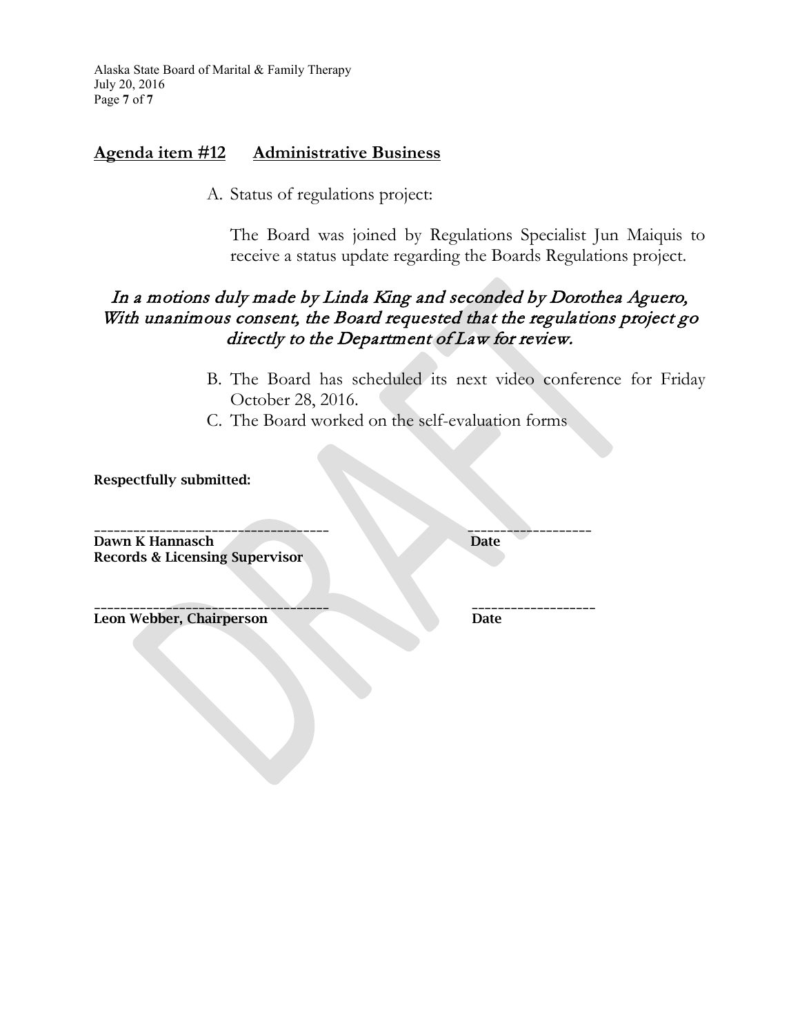## Agenda item #12 Administrative Business

A. Status of regulations project:

The Board was joined by Regulations Specialist Jun Maiquis to receive a status update regarding the Boards Regulations project.

*In a motions duly made by Linda King and seconded by Dorothea Aguero, With unanimous consent, the Board requested that the regulations project go directly to the Department of Law for review.*

B. The Board has scheduled its next video conference for Friday October 28, 2016.
C. The Board worked on the self-evaluation forms

**Respectfully submitted:**

___________________________________ ___________________
**Dawn K Hannasch** **Date**
**Records & Licensing Supervisor**

___________________________________ ___________________
**Leon Webber, Chairperson** **Date**